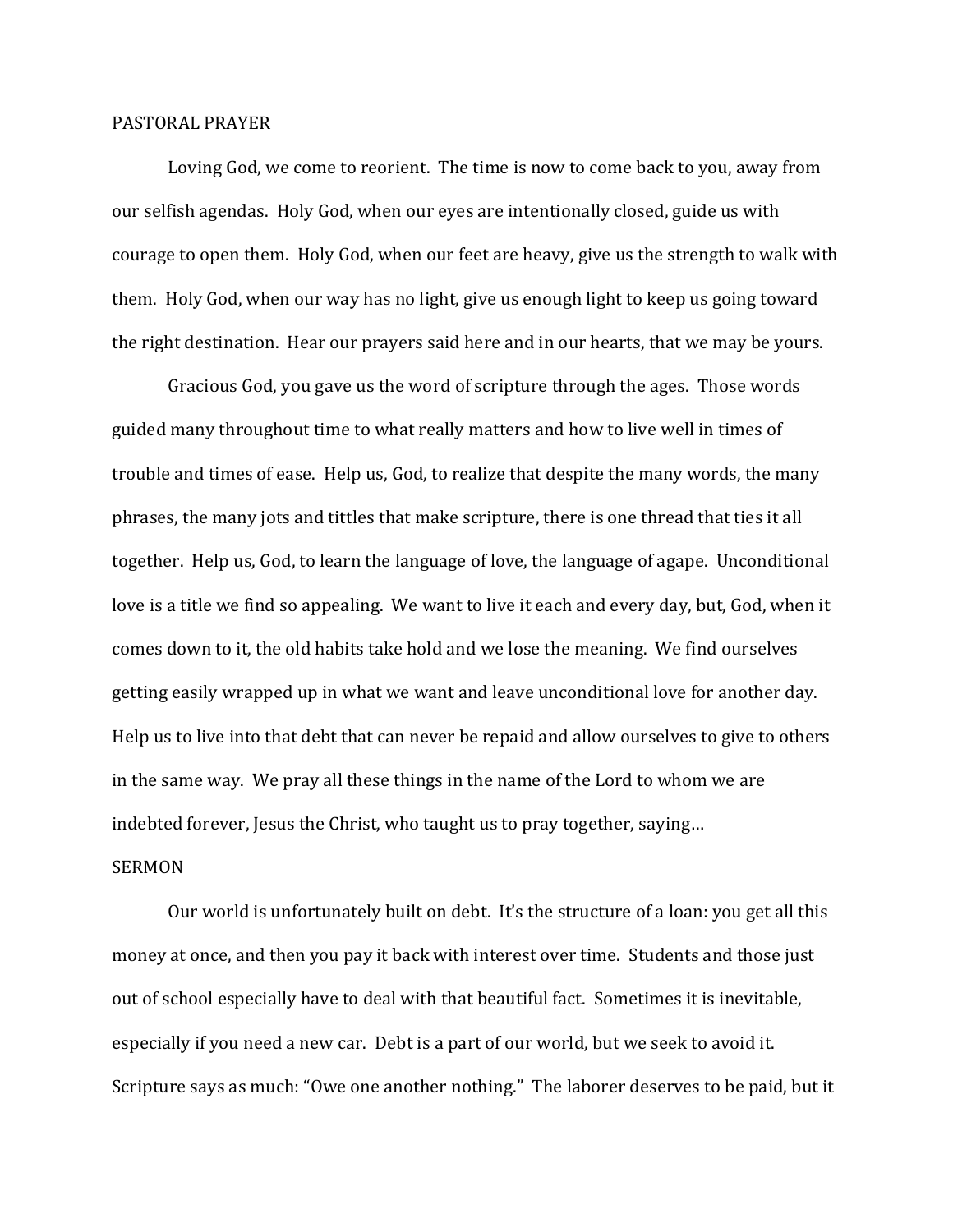## PASTORAL PRAYER

Loving God, we come to reorient. The time is now to come back to you, away from our selfish agendas. Holy God, when our eyes are intentionally closed, guide us with courage to open them. Holy God, when our feet are heavy, give us the strength to walk with them. Holy God, when our way has no light, give us enough light to keep us going toward the right destination. Hear our prayers said here and in our hearts, that we may be yours.

Gracious God, you gave us the word of scripture through the ages. Those words guided many throughout time to what really matters and how to live well in times of trouble and times of ease. Help us, God, to realize that despite the many words, the many phrases, the many jots and tittles that make scripture, there is one thread that ties it all together. Help us, God, to learn the language of love, the language of agape. Unconditional love is a title we find so appealing. We want to live it each and every day, but, God, when it comes down to it, the old habits take hold and we lose the meaning. We find ourselves getting easily wrapped up in what we want and leave unconditional love for another day. Help us to live into that debt that can never be repaid and allow ourselves to give to others in the same way. We pray all these things in the name of the Lord to whom we are indebted forever, Jesus the Christ, who taught us to pray together, saying…

## SERMON

Our world is unfortunately built on debt. It's the structure of a loan: you get all this money at once, and then you pay it back with interest over time. Students and those just out of school especially have to deal with that beautiful fact. Sometimes it is inevitable, especially if you need a new car. Debt is a part of our world, but we seek to avoid it. Scripture says as much: "Owe one another nothing." The laborer deserves to be paid, but it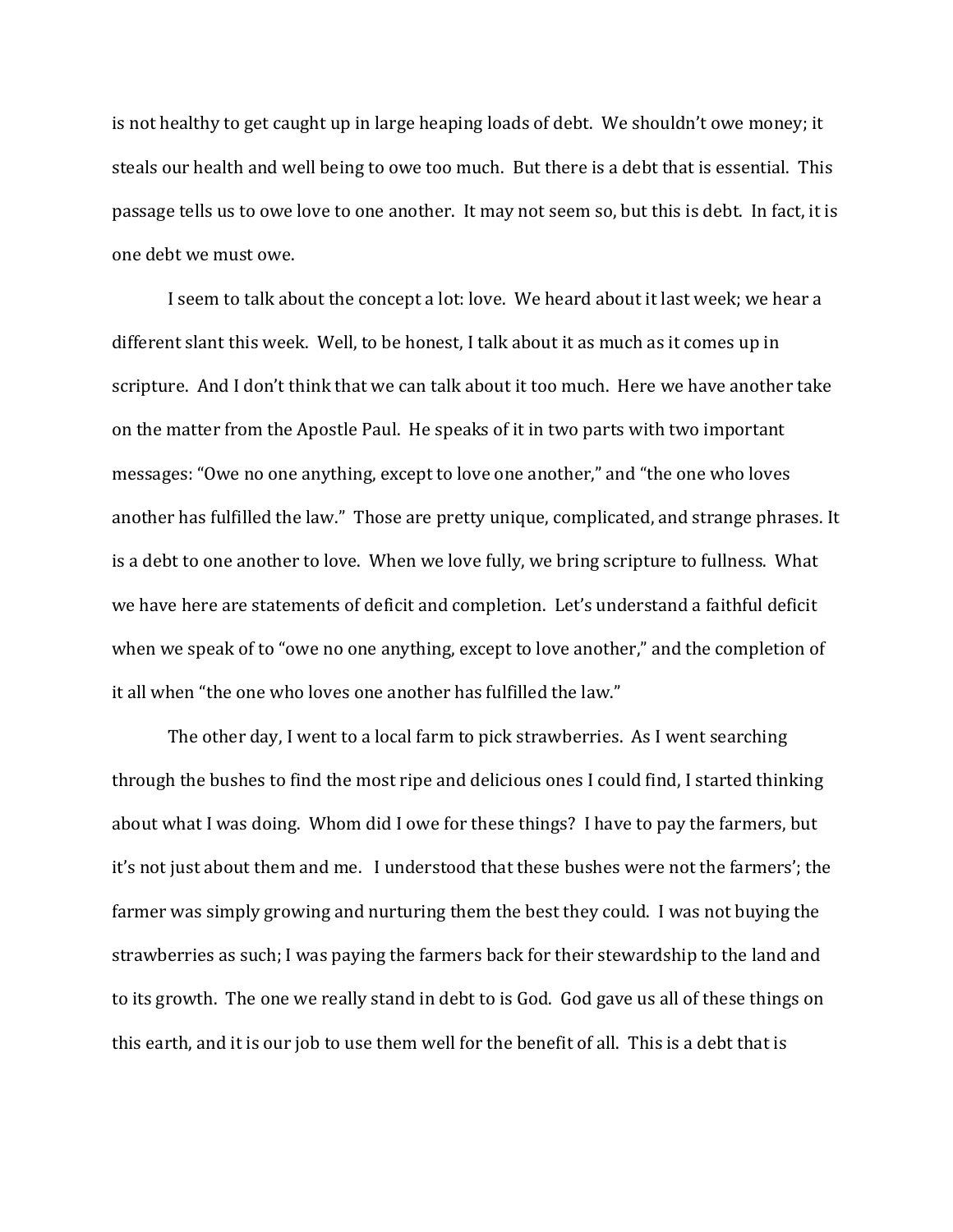is not healthy to get caught up in large heaping loads of debt. We shouldn't owe money; it steals our health and well being to owe too much. But there is a debt that is essential. This passage tells us to owe love to one another. It may not seem so, but this is debt. In fact, it is one debt we must owe.

I seem to talk about the concept a lot: love. We heard about it last week; we hear a different slant this week. Well, to be honest, I talk about it as much as it comes up in scripture. And I don't think that we can talk about it too much. Here we have another take on the matter from the Apostle Paul. He speaks of it in two parts with two important messages: "Owe no one anything, except to love one another," and "the one who loves another has fulfilled the law." Those are pretty unique, complicated, and strange phrases. It is a debt to one another to love. When we love fully, we bring scripture to fullness. What we have here are statements of deficit and completion. Let's understand a faithful deficit when we speak of to "owe no one anything, except to love another," and the completion of it all when "the one who loves one another has fulfilled the law."

The other day, I went to a local farm to pick strawberries. As I went searching through the bushes to find the most ripe and delicious ones I could find, I started thinking about what I was doing. Whom did I owe for these things? I have to pay the farmers, but it's not just about them and me. I understood that these bushes were not the farmers'; the farmer was simply growing and nurturing them the best they could. I was not buying the strawberries as such; I was paying the farmers back for their stewardship to the land and to its growth. The one we really stand in debt to is God. God gave us all of these things on this earth, and it is our job to use them well for the benefit of all. This is a debt that is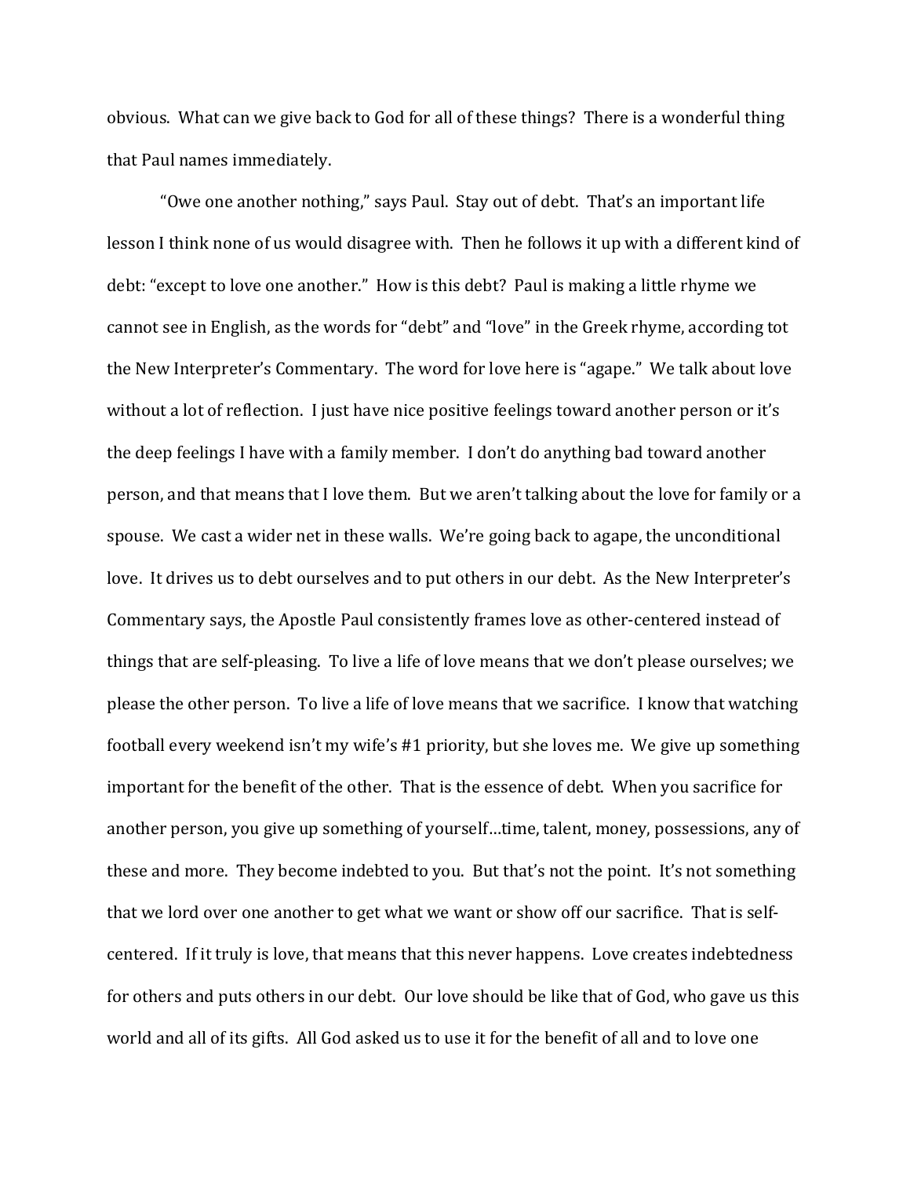obvious. What can we give back to God for all of these things? There is a wonderful thing that Paul names immediately.

"Owe one another nothing," says Paul. Stay out of debt. That's an important life lesson I think none of us would disagree with. Then he follows it up with a different kind of debt: "except to love one another." How is this debt? Paul is making a little rhyme we cannot see in English, as the words for "debt" and "love" in the Greek rhyme, according tot the New Interpreter's Commentary. The word for love here is "agape." We talk about love without a lot of reflection. I just have nice positive feelings toward another person or it's the deep feelings I have with a family member. I don't do anything bad toward another person, and that means that I love them. But we aren't talking about the love for family or a spouse. We cast a wider net in these walls. We're going back to agape, the unconditional love. It drives us to debt ourselves and to put others in our debt. As the New Interpreter's Commentary says, the Apostle Paul consistently frames love as other-centered instead of things that are self-pleasing. To live a life of love means that we don't please ourselves; we please the other person. To live a life of love means that we sacrifice. I know that watching football every weekend isn't my wife's #1 priority, but she loves me. We give up something important for the benefit of the other. That is the essence of debt. When you sacrifice for another person, you give up something of yourself…time, talent, money, possessions, any of these and more. They become indebted to you. But that's not the point. It's not something that we lord over one another to get what we want or show off our sacrifice. That is self-centered. If it truly is love, that means that this never happens. Love creates indebtedness for others and puts others in our debt. Our love should be like that of God, who gave us this world and all of its gifts. All God asked us to use it for the benefit of all and to love one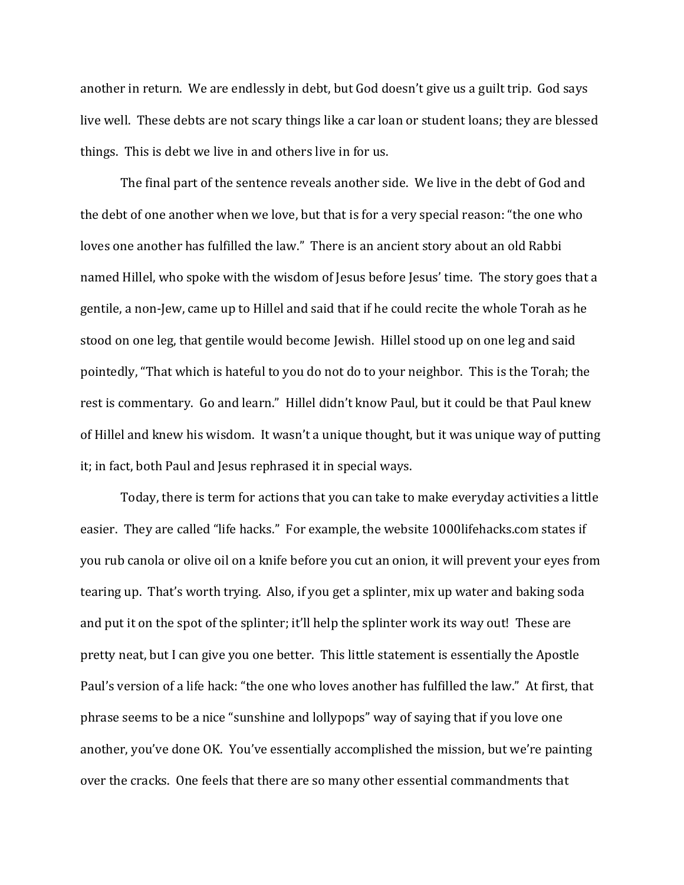another in return. We are endlessly in debt, but God doesn't give us a guilt trip. God says live well. These debts are not scary things like a car loan or student loans; they are blessed things. This is debt we live in and others live in for us.

The final part of the sentence reveals another side. We live in the debt of God and the debt of one another when we love, but that is for a very special reason: "the one who loves one another has fulfilled the law." There is an ancient story about an old Rabbi named Hillel, who spoke with the wisdom of Jesus before Jesus' time. The story goes that a gentile, a non-Jew, came up to Hillel and said that if he could recite the whole Torah as he stood on one leg, that gentile would become Jewish. Hillel stood up on one leg and said pointedly, "That which is hateful to you do not do to your neighbor. This is the Torah; the rest is commentary. Go and learn." Hillel didn't know Paul, but it could be that Paul knew of Hillel and knew his wisdom. It wasn't a unique thought, but it was unique way of putting it; in fact, both Paul and Jesus rephrased it in special ways.

Today, there is term for actions that you can take to make everyday activities a little easier. They are called "life hacks." For example, the website 1000lifehacks.com states if you rub canola or olive oil on a knife before you cut an onion, it will prevent your eyes from tearing up. That's worth trying. Also, if you get a splinter, mix up water and baking soda and put it on the spot of the splinter; it'll help the splinter work its way out! These are pretty neat, but I can give you one better. This little statement is essentially the Apostle Paul's version of a life hack: "the one who loves another has fulfilled the law." At first, that phrase seems to be a nice "sunshine and lollypops" way of saying that if you love one another, you've done OK. You've essentially accomplished the mission, but we're painting over the cracks. One feels that there are so many other essential commandments that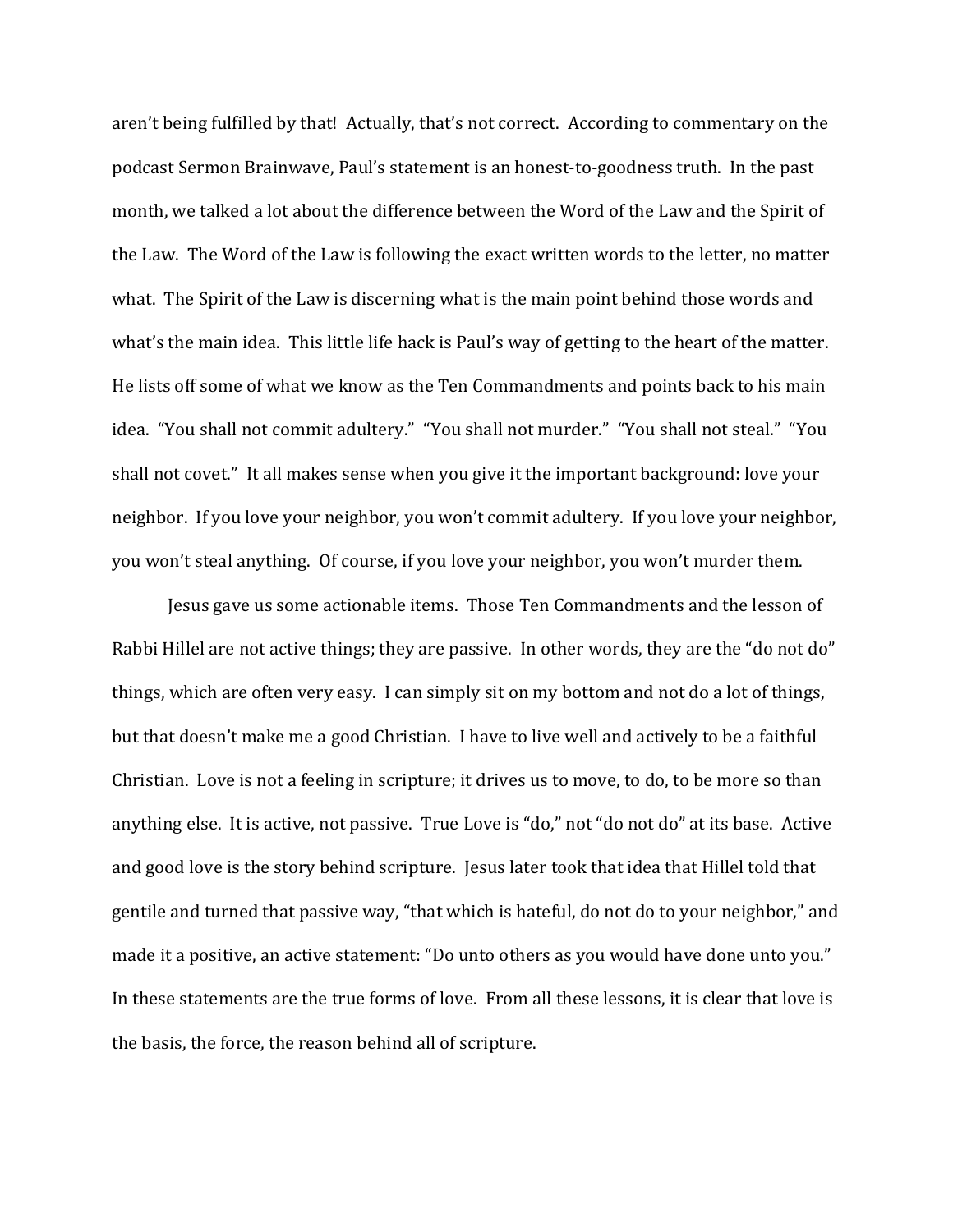aren't being fulfilled by that! Actually, that's not correct. According to commentary on the podcast Sermon Brainwave, Paul's statement is an honest-to-goodness truth. In the past month, we talked a lot about the difference between the Word of the Law and the Spirit of the Law. The Word of the Law is following the exact written words to the letter, no matter what. The Spirit of the Law is discerning what is the main point behind those words and what's the main idea. This little life hack is Paul's way of getting to the heart of the matter. He lists off some of what we know as the Ten Commandments and points back to his main idea. "You shall not commit adultery." "You shall not murder." "You shall not steal." "You shall not covet." It all makes sense when you give it the important background: love your neighbor. If you love your neighbor, you won't commit adultery. If you love your neighbor, you won't steal anything. Of course, if you love your neighbor, you won't murder them.

Jesus gave us some actionable items. Those Ten Commandments and the lesson of Rabbi Hillel are not active things; they are passive. In other words, they are the "do not do" things, which are often very easy. I can simply sit on my bottom and not do a lot of things, but that doesn't make me a good Christian. I have to live well and actively to be a faithful Christian. Love is not a feeling in scripture; it drives us to move, to do, to be more so than anything else. It is active, not passive. True Love is "do," not "do not do" at its base. Active and good love is the story behind scripture. Jesus later took that idea that Hillel told that gentile and turned that passive way, "that which is hateful, do not do to your neighbor," and made it a positive, an active statement: "Do unto others as you would have done unto you." In these statements are the true forms of love. From all these lessons, it is clear that love is the basis, the force, the reason behind all of scripture.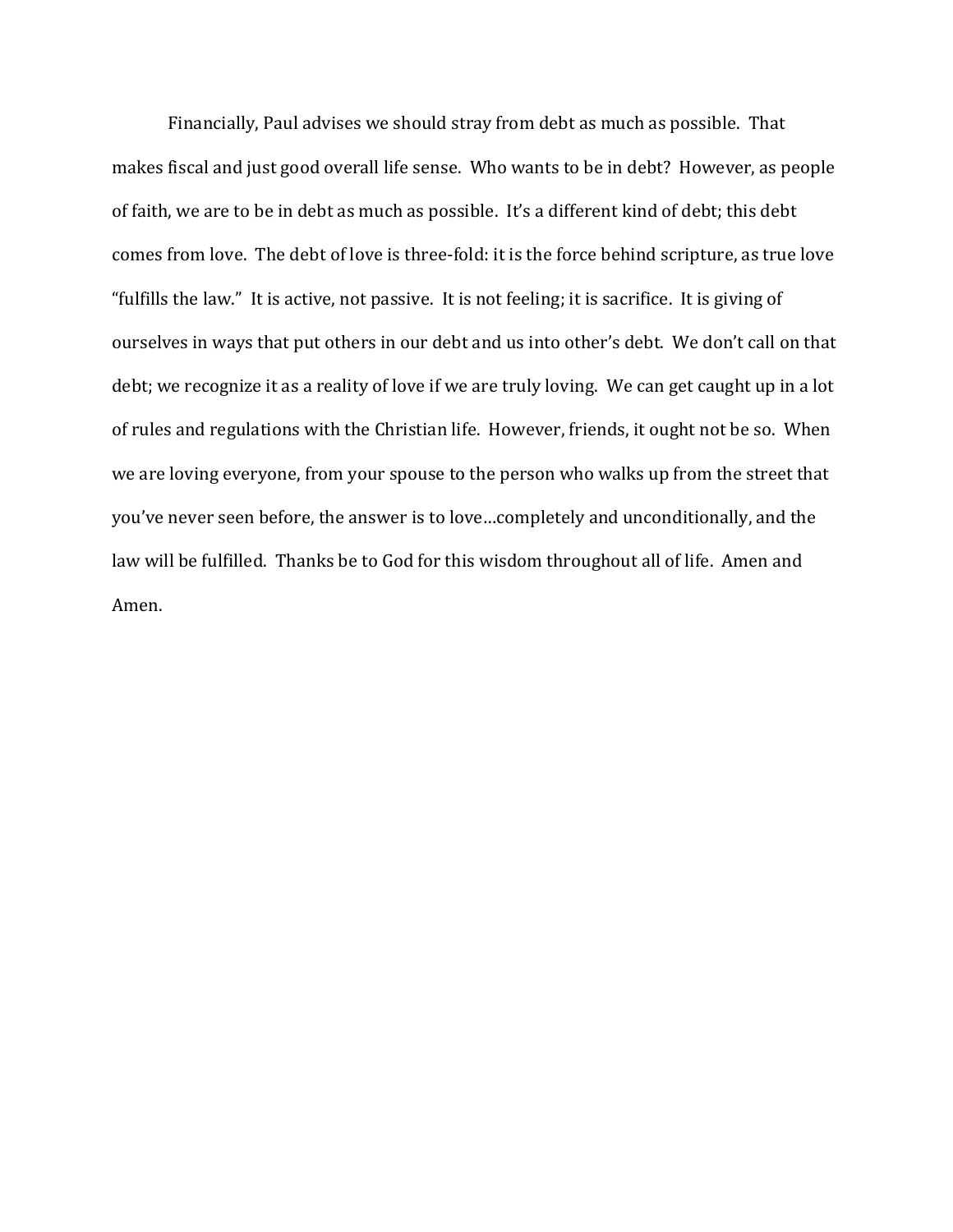Financially, Paul advises we should stray from debt as much as possible. That makes fiscal and just good overall life sense. Who wants to be in debt? However, as people of faith, we are to be in debt as much as possible. It's a different kind of debt; this debt comes from love. The debt of love is three-fold: it is the force behind scripture, as true love "fulfills the law." It is active, not passive. It is not feeling; it is sacrifice. It is giving of ourselves in ways that put others in our debt and us into other's debt. We don't call on that debt; we recognize it as a reality of love if we are truly loving. We can get caught up in a lot of rules and regulations with the Christian life. However, friends, it ought not be so. When we are loving everyone, from your spouse to the person who walks up from the street that you've never seen before, the answer is to love…completely and unconditionally, and the law will be fulfilled. Thanks be to God for this wisdom throughout all of life. Amen and Amen.